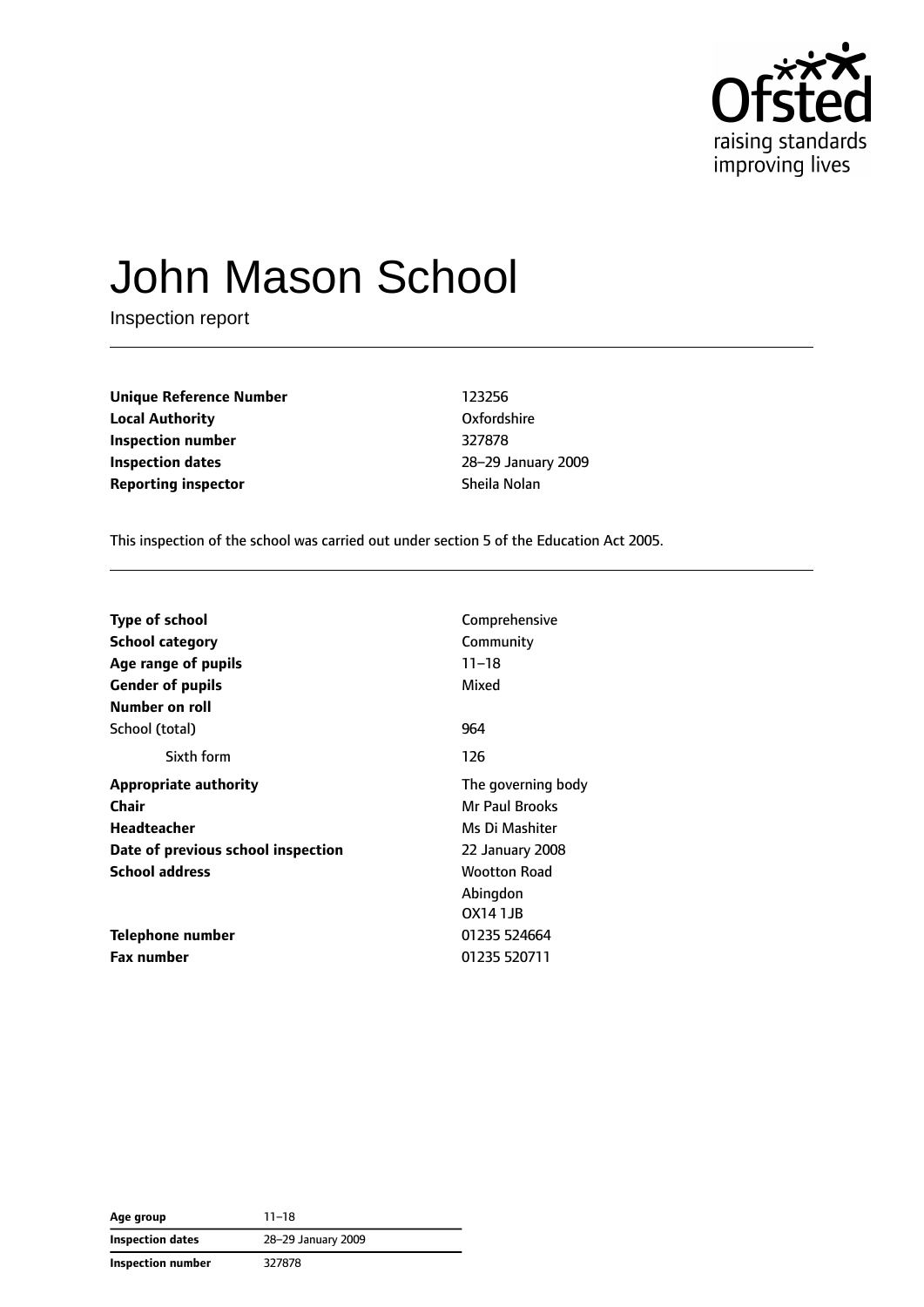# John Mason School

Inspection report

| | |
|---|---|
| **Unique Reference Number** | 123256 |
| **Local Authority** | Oxfordshire |
| **Inspection number** | 327878 |
| **Inspection dates** | 28–29 January 2009 |
| **Reporting inspector** | Sheila Nolan |

This inspection of the school was carried out under section 5 of the Education Act 2005.

| | |
|---|---|
| **Type of school** | Comprehensive |
| **School category** | Community |
| **Age range of pupils** | 11–18 |
| **Gender of pupils** | Mixed |
| **Number on roll** | |
| School (total) | 964 |
| Sixth form | 126 |
| **Appropriate authority** | The governing body |
| **Chair** | Mr Paul Brooks |
| **Headteacher** | Ms Di Mashiter |
| **Date of previous school inspection** | 22 January 2008 |
| **School address** | Wootton Road<br>Abingdon<br>OX14 1JB |
| **Telephone number** | 01235 524664 |
| **Fax number** | 01235 520711 |

| | |
|---|---|
| **Age group** | 11–18 |
| **Inspection dates** | 28–29 January 2009 |
| **Inspection number** | 327878 |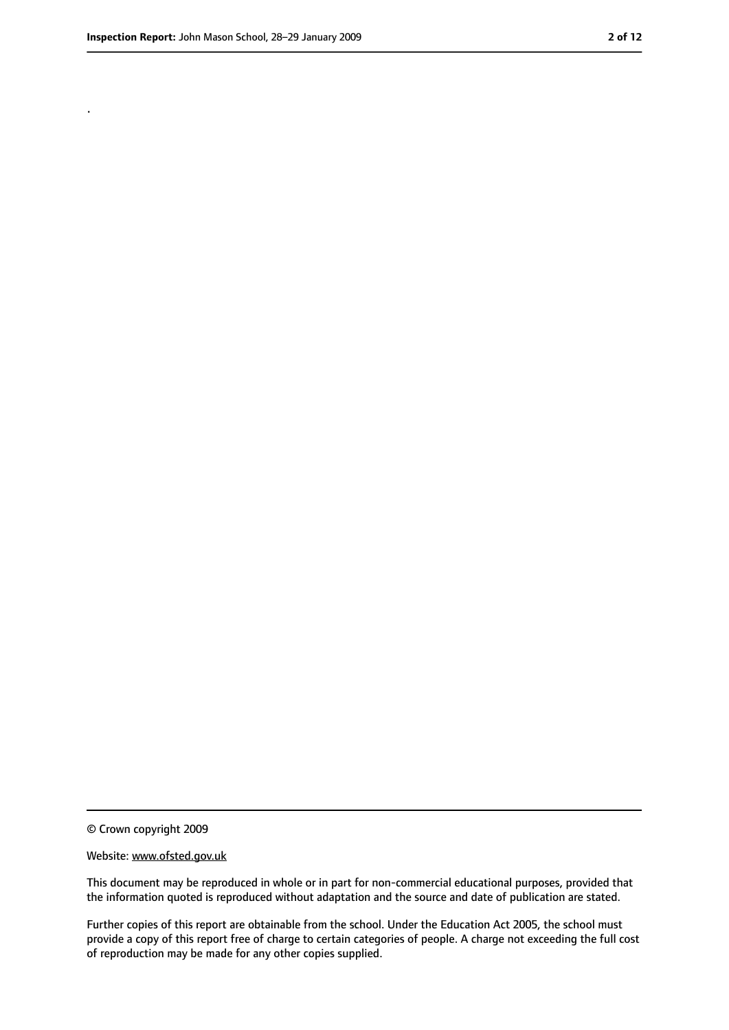.

© Crown copyright 2009

Website: www.ofsted.gov.uk

This document may be reproduced in whole or in part for non-commercial educational purposes, provided that the information quoted is reproduced without adaptation and the source and date of publication are stated.

Further copies of this report are obtainable from the school. Under the Education Act 2005, the school must provide a copy of this report free of charge to certain categories of people. A charge not exceeding the full cost of reproduction may be made for any other copies supplied.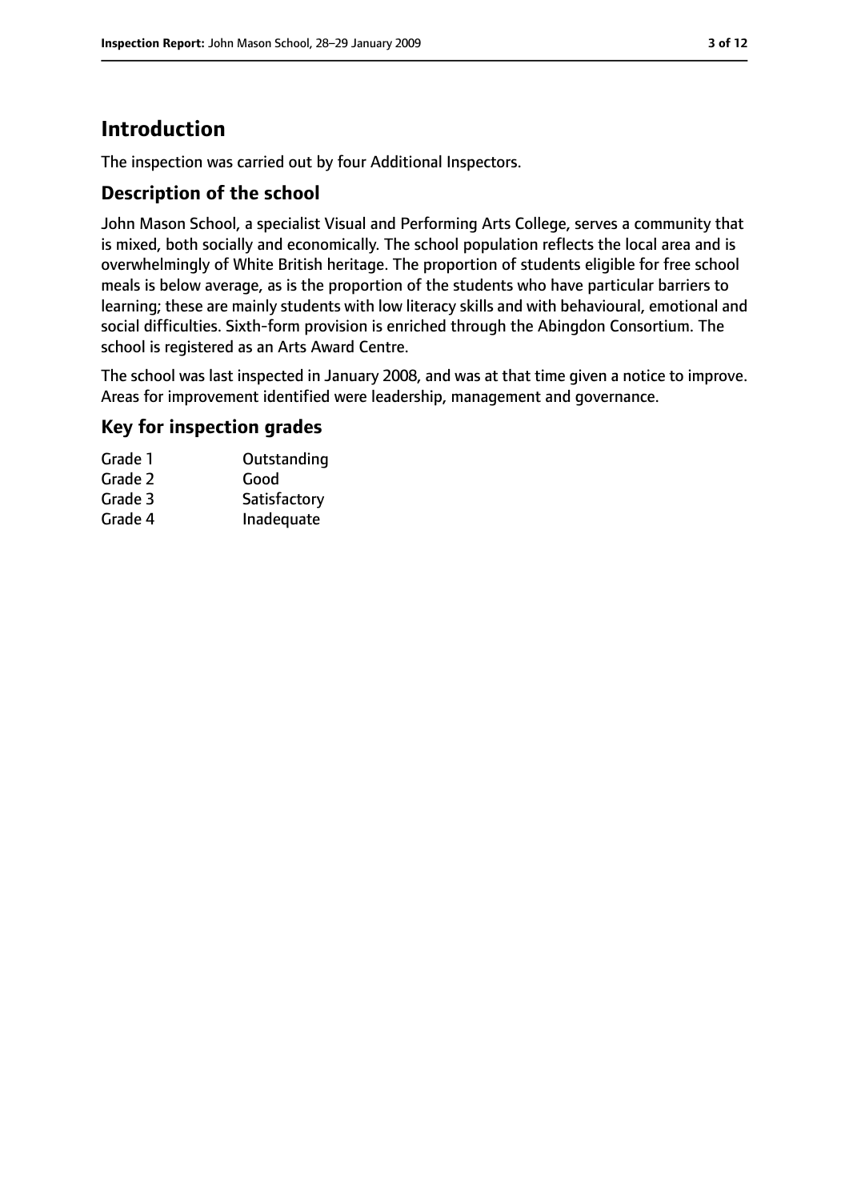# Introduction

The inspection was carried out by four Additional Inspectors.

## Description of the school

John Mason School, a specialist Visual and Performing Arts College, serves a community that is mixed, both socially and economically. The school population reflects the local area and is overwhelmingly of White British heritage. The proportion of students eligible for free school meals is below average, as is the proportion of the students who have particular barriers to learning; these are mainly students with low literacy skills and with behavioural, emotional and social difficulties. Sixth-form provision is enriched through the Abingdon Consortium. The school is registered as an Arts Award Centre.

The school was last inspected in January 2008, and was at that time given a notice to improve. Areas for improvement identified were leadership, management and governance.

## Key for inspection grades

| | |
|---|---|
| Grade 1 | Outstanding |
| Grade 2 | Good |
| Grade 3 | Satisfactory |
| Grade 4 | Inadequate |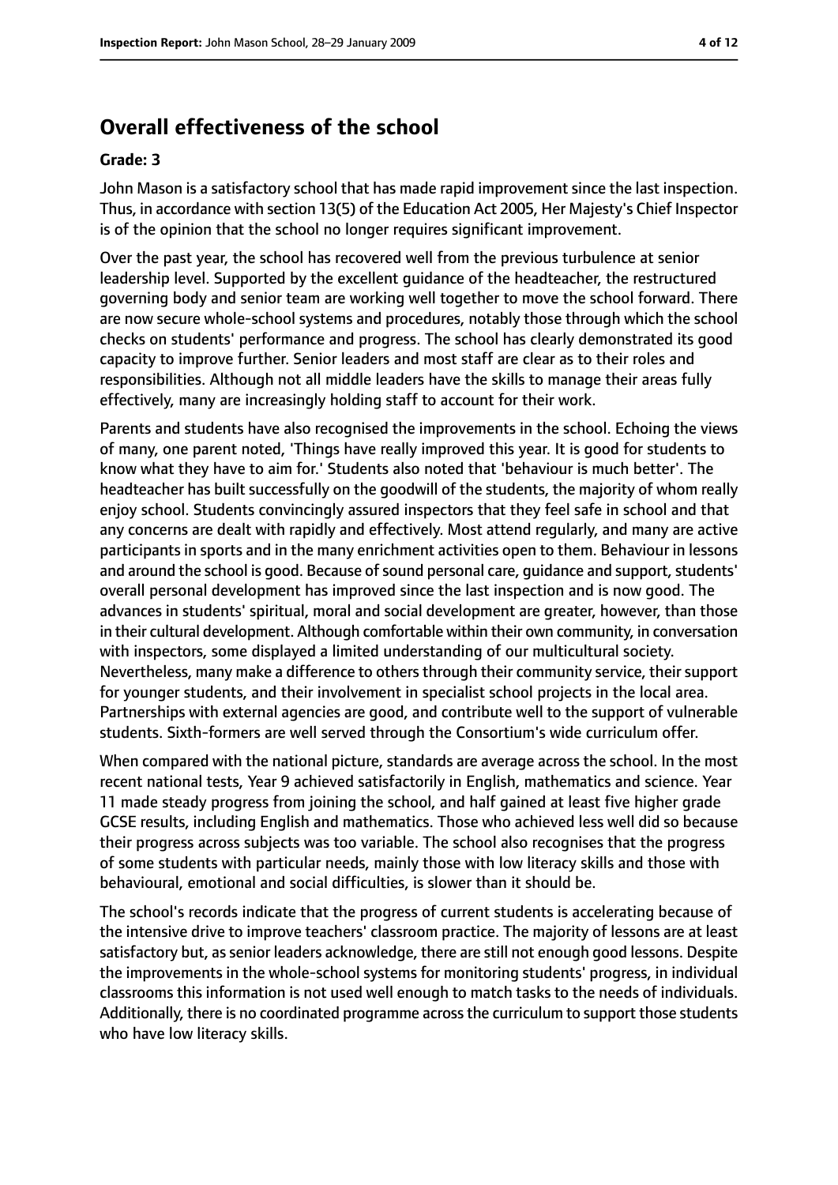## Overall effectiveness of the school

**Grade: 3**

John Mason is a satisfactory school that has made rapid improvement since the last inspection. Thus, in accordance with section 13(5) of the Education Act 2005, Her Majesty's Chief Inspector is of the opinion that the school no longer requires significant improvement.

Over the past year, the school has recovered well from the previous turbulence at senior leadership level. Supported by the excellent guidance of the headteacher, the restructured governing body and senior team are working well together to move the school forward. There are now secure whole-school systems and procedures, notably those through which the school checks on students' performance and progress. The school has clearly demonstrated its good capacity to improve further. Senior leaders and most staff are clear as to their roles and responsibilities. Although not all middle leaders have the skills to manage their areas fully effectively, many are increasingly holding staff to account for their work.

Parents and students have also recognised the improvements in the school. Echoing the views of many, one parent noted, 'Things have really improved this year. It is good for students to know what they have to aim for.' Students also noted that 'behaviour is much better'. The headteacher has built successfully on the goodwill of the students, the majority of whom really enjoy school. Students convincingly assured inspectors that they feel safe in school and that any concerns are dealt with rapidly and effectively. Most attend regularly, and many are active participants in sports and in the many enrichment activities open to them. Behaviour in lessons and around the school is good. Because of sound personal care, guidance and support, students' overall personal development has improved since the last inspection and is now good. The advances in students' spiritual, moral and social development are greater, however, than those in their cultural development. Although comfortable within their own community, in conversation with inspectors, some displayed a limited understanding of our multicultural society. Nevertheless, many make a difference to others through their community service, their support for younger students, and their involvement in specialist school projects in the local area. Partnerships with external agencies are good, and contribute well to the support of vulnerable students. Sixth-formers are well served through the Consortium's wide curriculum offer.

When compared with the national picture, standards are average across the school. In the most recent national tests, Year 9 achieved satisfactorily in English, mathematics and science. Year 11 made steady progress from joining the school, and half gained at least five higher grade GCSE results, including English and mathematics. Those who achieved less well did so because their progress across subjects was too variable. The school also recognises that the progress of some students with particular needs, mainly those with low literacy skills and those with behavioural, emotional and social difficulties, is slower than it should be.

The school's records indicate that the progress of current students is accelerating because of the intensive drive to improve teachers' classroom practice. The majority of lessons are at least satisfactory but, as senior leaders acknowledge, there are still not enough good lessons. Despite the improvements in the whole-school systems for monitoring students' progress, in individual classrooms this information is not used well enough to match tasks to the needs of individuals. Additionally, there is no coordinated programme across the curriculum to support those students who have low literacy skills.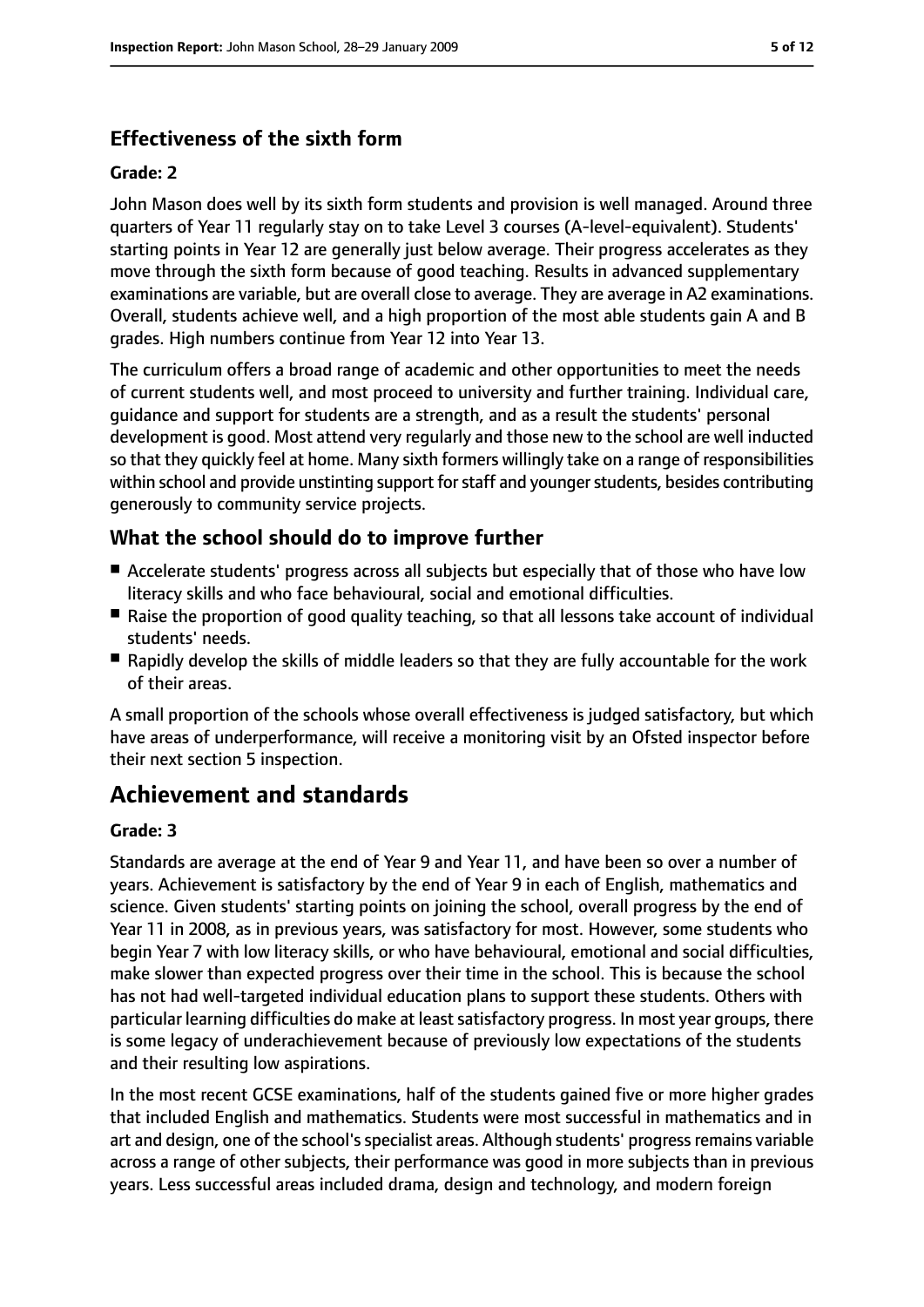## Effectiveness of the sixth form

#### Grade: 2

John Mason does well by its sixth form students and provision is well managed. Around three quarters of Year 11 regularly stay on to take Level 3 courses (A-level-equivalent). Students' starting points in Year 12 are generally just below average. Their progress accelerates as they move through the sixth form because of good teaching. Results in advanced supplementary examinations are variable, but are overall close to average. They are average in A2 examinations. Overall, students achieve well, and a high proportion of the most able students gain A and B grades. High numbers continue from Year 12 into Year 13.

The curriculum offers a broad range of academic and other opportunities to meet the needs of current students well, and most proceed to university and further training. Individual care, guidance and support for students are a strength, and as a result the students' personal development is good. Most attend very regularly and those new to the school are well inducted so that they quickly feel at home. Many sixth formers willingly take on a range of responsibilities within school and provide unstinting support for staff and younger students, besides contributing generously to community service projects.

## What the school should do to improve further

- Accelerate students' progress across all subjects but especially that of those who have low literacy skills and who face behavioural, social and emotional difficulties.
- Raise the proportion of good quality teaching, so that all lessons take account of individual students' needs.
- Rapidly develop the skills of middle leaders so that they are fully accountable for the work of their areas.

A small proportion of the schools whose overall effectiveness is judged satisfactory, but which have areas of underperformance, will receive a monitoring visit by an Ofsted inspector before their next section 5 inspection.

# Achievement and standards

#### Grade: 3

Standards are average at the end of Year 9 and Year 11, and have been so over a number of years. Achievement is satisfactory by the end of Year 9 in each of English, mathematics and science. Given students' starting points on joining the school, overall progress by the end of Year 11 in 2008, as in previous years, was satisfactory for most. However, some students who begin Year 7 with low literacy skills, or who have behavioural, emotional and social difficulties, make slower than expected progress over their time in the school. This is because the school has not had well-targeted individual education plans to support these students. Others with particular learning difficulties do make at least satisfactory progress. In most year groups, there is some legacy of underachievement because of previously low expectations of the students and their resulting low aspirations.

In the most recent GCSE examinations, half of the students gained five or more higher grades that included English and mathematics. Students were most successful in mathematics and in art and design, one of the school's specialist areas. Although students' progress remains variable across a range of other subjects, their performance was good in more subjects than in previous years. Less successful areas included drama, design and technology, and modern foreign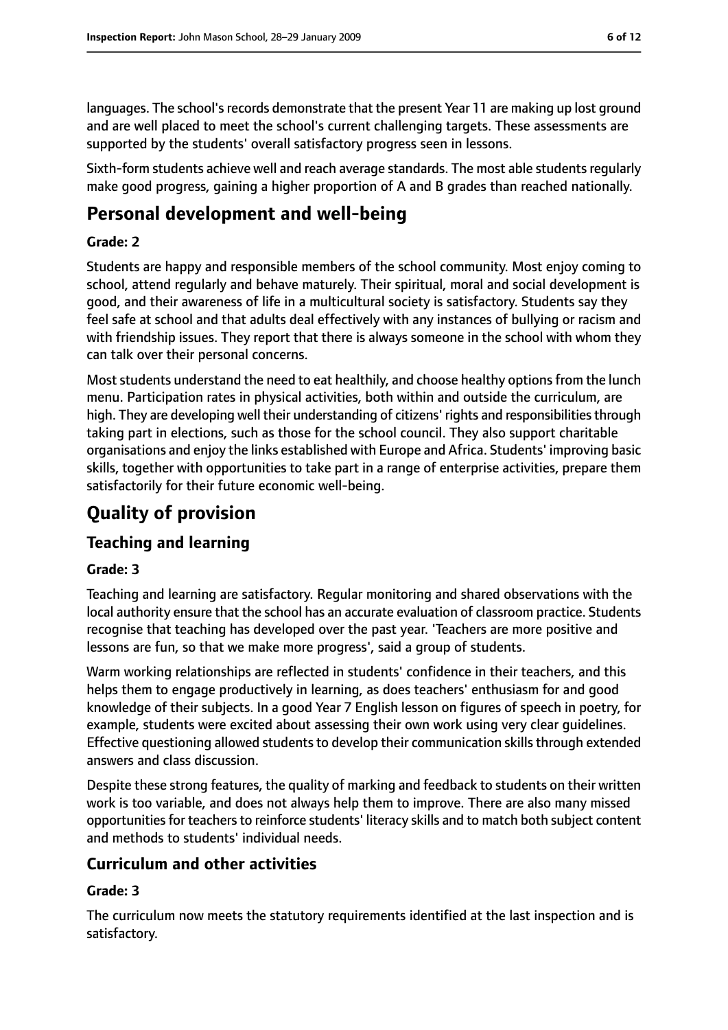languages. The school's records demonstrate that the present Year 11 are making up lost ground and are well placed to meet the school's current challenging targets. These assessments are supported by the students' overall satisfactory progress seen in lessons.

Sixth-form students achieve well and reach average standards. The most able students regularly make good progress, gaining a higher proportion of A and B grades than reached nationally.

## Personal development and well-being

**Grade: 2**

Students are happy and responsible members of the school community. Most enjoy coming to school, attend regularly and behave maturely. Their spiritual, moral and social development is good, and their awareness of life in a multicultural society is satisfactory. Students say they feel safe at school and that adults deal effectively with any instances of bullying or racism and with friendship issues. They report that there is always someone in the school with whom they can talk over their personal concerns.

Most students understand the need to eat healthily, and choose healthy options from the lunch menu. Participation rates in physical activities, both within and outside the curriculum, are high. They are developing well their understanding of citizens' rights and responsibilities through taking part in elections, such as those for the school council. They also support charitable organisations and enjoy the links established with Europe and Africa. Students' improving basic skills, together with opportunities to take part in a range of enterprise activities, prepare them satisfactorily for their future economic well-being.

# Quality of provision

## Teaching and learning

**Grade: 3**

Teaching and learning are satisfactory. Regular monitoring and shared observations with the local authority ensure that the school has an accurate evaluation of classroom practice. Students recognise that teaching has developed over the past year. 'Teachers are more positive and lessons are fun, so that we make more progress', said a group of students.

Warm working relationships are reflected in students' confidence in their teachers, and this helps them to engage productively in learning, as does teachers' enthusiasm for and good knowledge of their subjects. In a good Year 7 English lesson on figures of speech in poetry, for example, students were excited about assessing their own work using very clear guidelines. Effective questioning allowed students to develop their communication skills through extended answers and class discussion.

Despite these strong features, the quality of marking and feedback to students on their written work is too variable, and does not always help them to improve. There are also many missed opportunities for teachers to reinforce students' literacy skills and to match both subject content and methods to students' individual needs.

## Curriculum and other activities

**Grade: 3**

The curriculum now meets the statutory requirements identified at the last inspection and is satisfactory.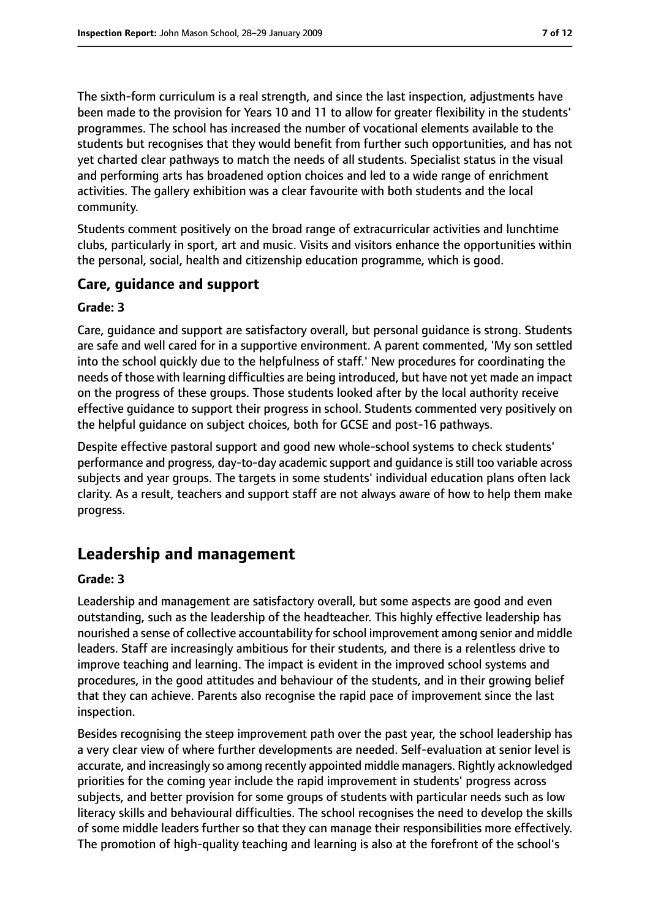The sixth-form curriculum is a real strength, and since the last inspection, adjustments have been made to the provision for Years 10 and 11 to allow for greater flexibility in the students' programmes. The school has increased the number of vocational elements available to the students but recognises that they would benefit from further such opportunities, and has not yet charted clear pathways to match the needs of all students. Specialist status in the visual and performing arts has broadened option choices and led to a wide range of enrichment activities. The gallery exhibition was a clear favourite with both students and the local community.

Students comment positively on the broad range of extracurricular activities and lunchtime clubs, particularly in sport, art and music. Visits and visitors enhance the opportunities within the personal, social, health and citizenship education programme, which is good.

### Care, guidance and support

#### Grade: 3

Care, guidance and support are satisfactory overall, but personal guidance is strong. Students are safe and well cared for in a supportive environment. A parent commented, 'My son settled into the school quickly due to the helpfulness of staff.' New procedures for coordinating the needs of those with learning difficulties are being introduced, but have not yet made an impact on the progress of these groups. Those students looked after by the local authority receive effective guidance to support their progress in school. Students commented very positively on the helpful guidance on subject choices, both for GCSE and post-16 pathways.

Despite effective pastoral support and good new whole-school systems to check students' performance and progress, day-to-day academic support and guidance is still too variable across subjects and year groups. The targets in some students' individual education plans often lack clarity. As a result, teachers and support staff are not always aware of how to help them make progress.

## Leadership and management

#### Grade: 3

Leadership and management are satisfactory overall, but some aspects are good and even outstanding, such as the leadership of the headteacher. This highly effective leadership has nourished a sense of collective accountability for school improvement among senior and middle leaders. Staff are increasingly ambitious for their students, and there is a relentless drive to improve teaching and learning. The impact is evident in the improved school systems and procedures, in the good attitudes and behaviour of the students, and in their growing belief that they can achieve. Parents also recognise the rapid pace of improvement since the last inspection.

Besides recognising the steep improvement path over the past year, the school leadership has a very clear view of where further developments are needed. Self-evaluation at senior level is accurate, and increasingly so among recently appointed middle managers. Rightly acknowledged priorities for the coming year include the rapid improvement in students' progress across subjects, and better provision for some groups of students with particular needs such as low literacy skills and behavioural difficulties. The school recognises the need to develop the skills of some middle leaders further so that they can manage their responsibilities more effectively. The promotion of high-quality teaching and learning is also at the forefront of the school's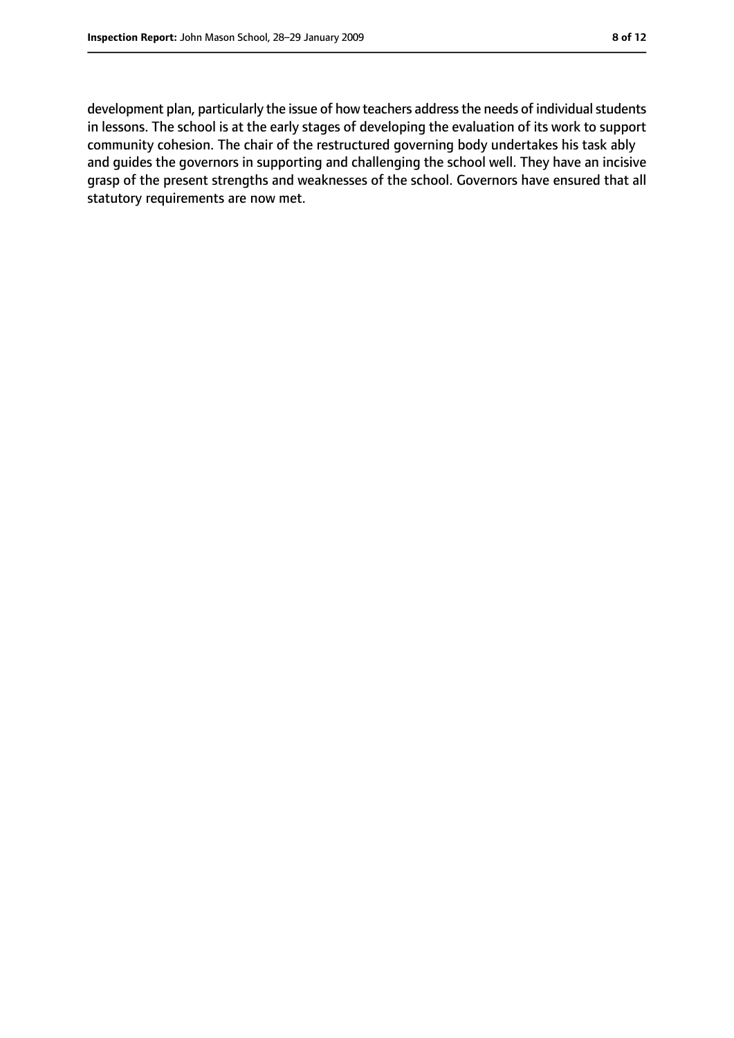development plan, particularly the issue of how teachers address the needs of individual students in lessons. The school is at the early stages of developing the evaluation of its work to support community cohesion. The chair of the restructured governing body undertakes his task ably and guides the governors in supporting and challenging the school well. They have an incisive grasp of the present strengths and weaknesses of the school. Governors have ensured that all statutory requirements are now met.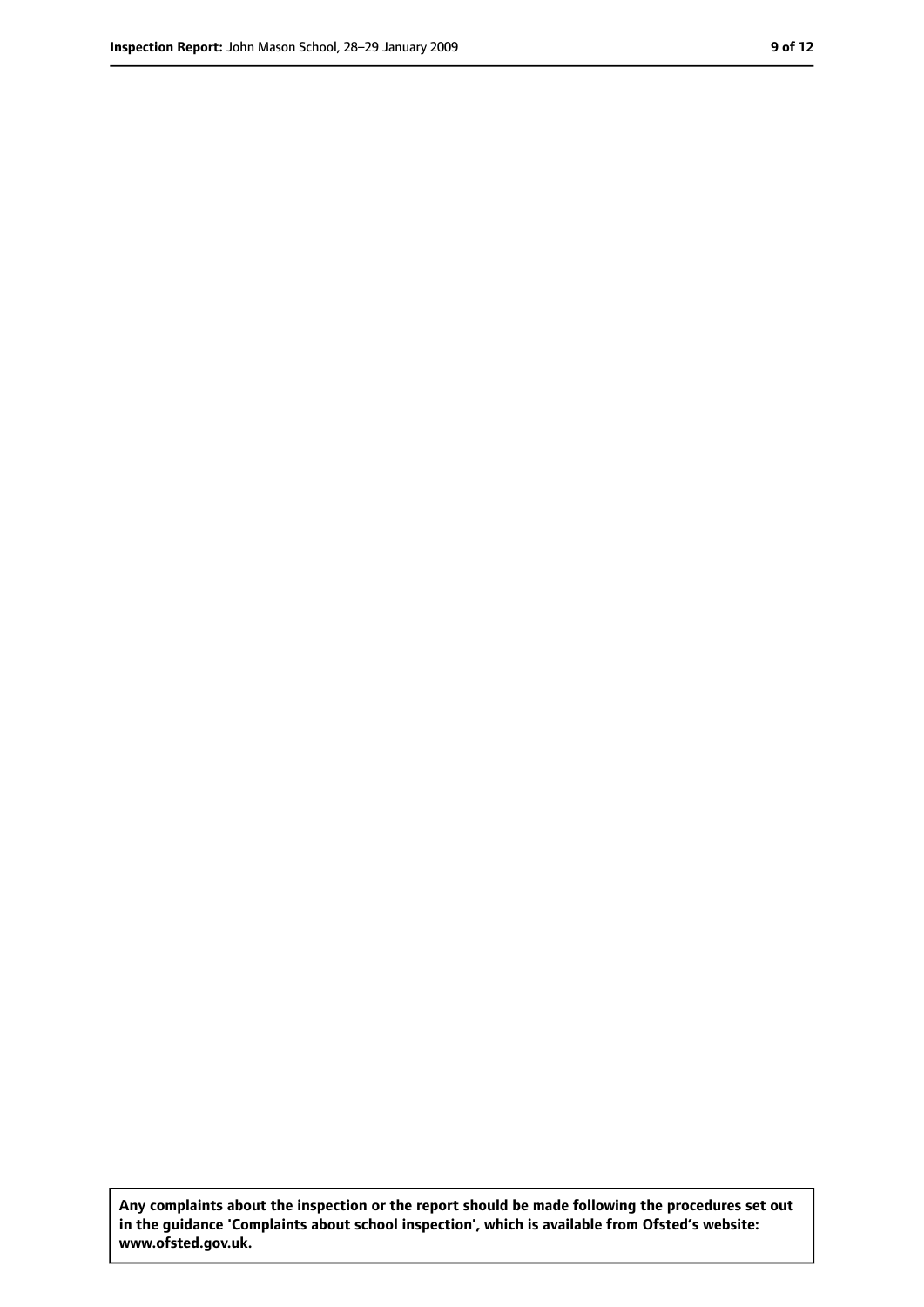**Any complaints about the inspection or the report should be made following the procedures set out in the guidance 'Complaints about school inspection', which is available from Ofsted's website: www.ofsted.gov.uk.**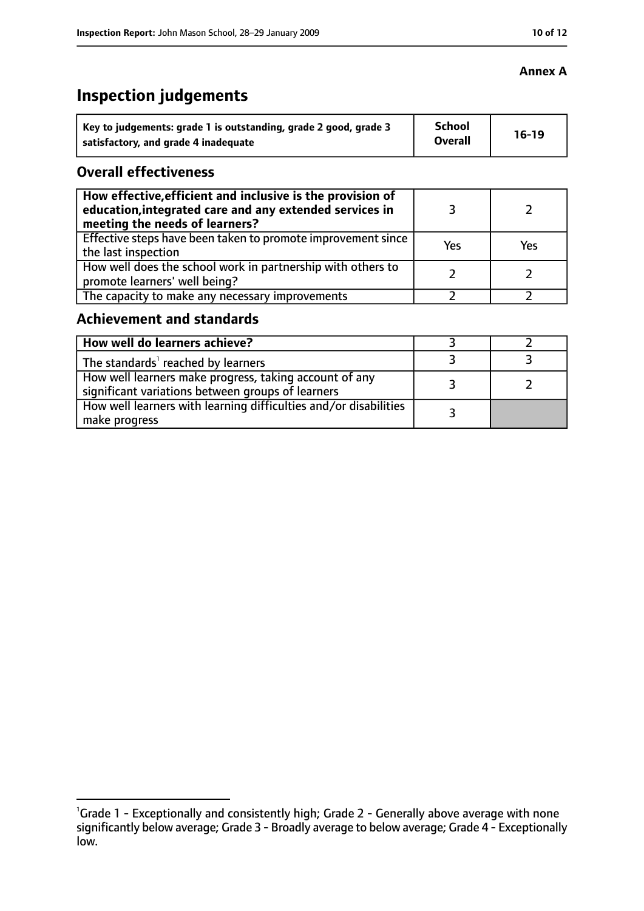**Annex A**

# Inspection judgements

| Key to judgements: grade 1 is outstanding, grade 2 good, grade 3 satisfactory, and grade 4 inadequate | School Overall | 16-19 |
|---|---|---|

## Overall effectiveness

| | | |
|---|---|---|
| **How effective, efficient and inclusive is the provision of education, integrated care and any extended services in meeting the needs of learners?** | 3 | 2 |
| Effective steps have been taken to promote improvement since the last inspection | Yes | Yes |
| How well does the school work in partnership with others to promote learners' well being? | 2 | 2 |
| The capacity to make any necessary improvements | 2 | 2 |

## Achievement and standards

| | | |
|---|---|---|
| **How well do learners achieve?** | 3 | 2 |
| The standards[1] reached by learners | 3 | 3 |
| How well learners make progress, taking account of any significant variations between groups of learners | 3 | 2 |
| How well learners with learning difficulties and/or disabilities make progress | 3 | |

[1] Grade 1 - Exceptionally and consistently high; Grade 2 - Generally above average with none significantly below average; Grade 3 - Broadly average to below average; Grade 4 - Exceptionally low.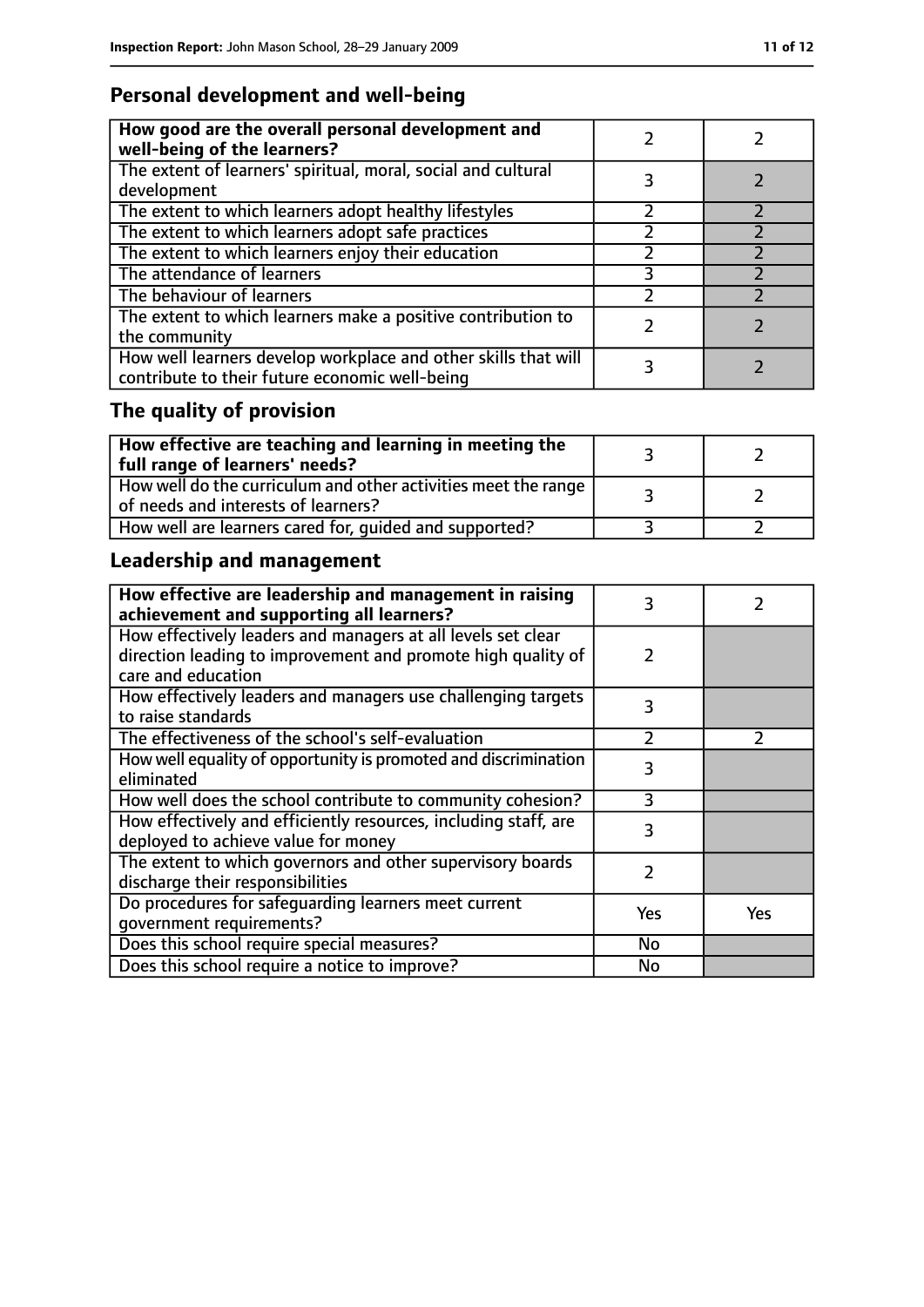## Personal development and well-being

| How good are the overall personal development and well-being of the learners? | 2 | 2 |
|---|---|---|
| The extent of learners' spiritual, moral, social and cultural development | 3 | 2 |
| The extent to which learners adopt healthy lifestyles | 2 | 2 |
| The extent to which learners adopt safe practices | 2 | 2 |
| The extent to which learners enjoy their education | 2 | 2 |
| The attendance of learners | 3 | 2 |
| The behaviour of learners | 2 | 2 |
| The extent to which learners make a positive contribution to the community | 2 | 2 |
| How well learners develop workplace and other skills that will contribute to their future economic well-being | 3 | 2 |

## The quality of provision

| How effective are teaching and learning in meeting the full range of learners' needs? | 3 | 2 |
|---|---|---|
| How well do the curriculum and other activities meet the range of needs and interests of learners? | 3 | 2 |
| How well are learners cared for, guided and supported? | 3 | 2 |

## Leadership and management

| How effective are leadership and management in raising achievement and supporting all learners? | 3 | 2 |
|---|---|---|
| How effectively leaders and managers at all levels set clear direction leading to improvement and promote high quality of care and education | 2 | |
| How effectively leaders and managers use challenging targets to raise standards | 3 | |
| The effectiveness of the school's self-evaluation | 2 | 2 |
| How well equality of opportunity is promoted and discrimination eliminated | 3 | |
| How well does the school contribute to community cohesion? | 3 | |
| How effectively and efficiently resources, including staff, are deployed to achieve value for money | 3 | |
| The extent to which governors and other supervisory boards discharge their responsibilities | 2 | |
| Do procedures for safeguarding learners meet current government requirements? | Yes | Yes |
| Does this school require special measures? | No | |
| Does this school require a notice to improve? | No | |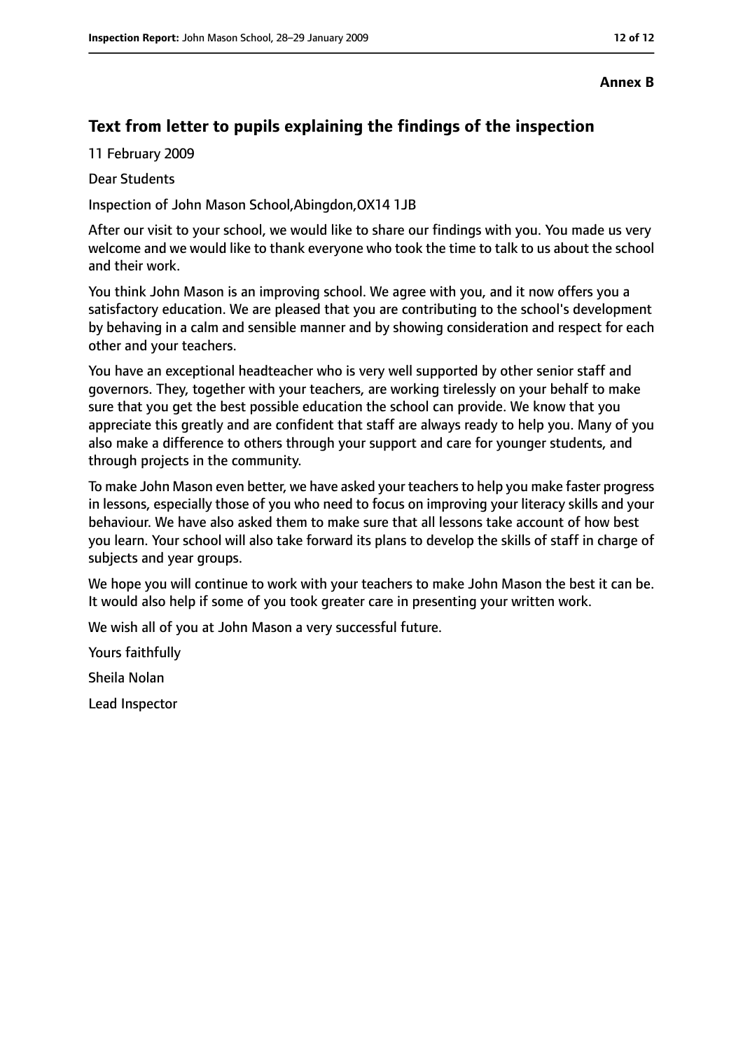**Annex B**

## Text from letter to pupils explaining the findings of the inspection

11 February 2009

Dear Students

Inspection of John Mason School,Abingdon,OX14 1JB

After our visit to your school, we would like to share our findings with you. You made us very welcome and we would like to thank everyone who took the time to talk to us about the school and their work.

You think John Mason is an improving school. We agree with you, and it now offers you a satisfactory education. We are pleased that you are contributing to the school's development by behaving in a calm and sensible manner and by showing consideration and respect for each other and your teachers.

You have an exceptional headteacher who is very well supported by other senior staff and governors. They, together with your teachers, are working tirelessly on your behalf to make sure that you get the best possible education the school can provide. We know that you appreciate this greatly and are confident that staff are always ready to help you. Many of you also make a difference to others through your support and care for younger students, and through projects in the community.

To make John Mason even better, we have asked your teachers to help you make faster progress in lessons, especially those of you who need to focus on improving your literacy skills and your behaviour. We have also asked them to make sure that all lessons take account of how best you learn. Your school will also take forward its plans to develop the skills of staff in charge of subjects and year groups.

We hope you will continue to work with your teachers to make John Mason the best it can be. It would also help if some of you took greater care in presenting your written work.

We wish all of you at John Mason a very successful future.

Yours faithfully

Sheila Nolan

Lead Inspector